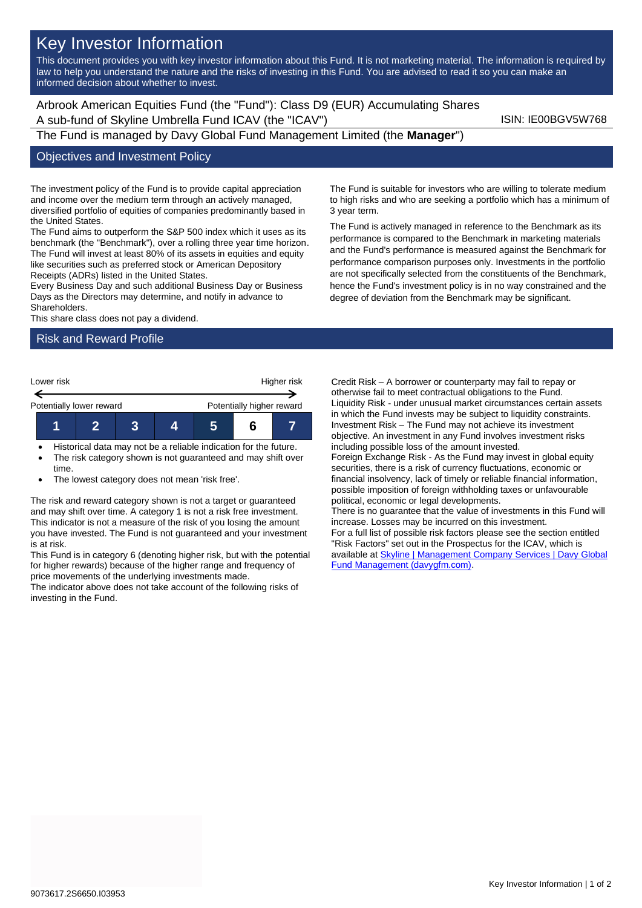# Key Investor Information

This document provides you with key investor information about this Fund. It is not marketing material. The information is required by law to help you understand the nature and the risks of investing in this Fund. You are advised to read it so you can make an informed decision about whether to invest.

Arbrook American Equities Fund (the "Fund"): Class D9 (EUR) Accumulating Shares
A sub-fund of Skyline Umbrella Fund ICAV (the "ICAV")

ISIN: IE00BGV5W768

The Fund is managed by Davy Global Fund Management Limited (the **Manager**")

## Objectives and Investment Policy

The investment policy of the Fund is to provide capital appreciation and income over the medium term through an actively managed, diversified portfolio of equities of companies predominantly based in the United States.

The Fund aims to outperform the S&P 500 index which it uses as its benchmark (the "Benchmark"), over a rolling three year time horizon.

The Fund will invest at least 80% of its assets in equities and equity like securities such as preferred stock or American Depository Receipts (ADRs) listed in the United States.

Every Business Day and such additional Business Day or Business Days as the Directors may determine, and notify in advance to Shareholders.

This share class does not pay a dividend.

The Fund is suitable for investors who are willing to tolerate medium to high risks and who are seeking a portfolio which has a minimum of 3 year term.

The Fund is actively managed in reference to the Benchmark as its performance is compared to the Benchmark in marketing materials and the Fund's performance is measured against the Benchmark for performance comparison purposes only. Investments in the portfolio are not specifically selected from the constituents of the Benchmark, hence the Fund's investment policy is in no way constrained and the degree of deviation from the Benchmark may be significant.

## Risk and Reward Profile

| Lower risk | | | | | | Higher risk |
|---|---|---|---|---|---|---|
| Potentially lower reward | | | | | | Potentially higher reward |
| 1 | 2 | 3 | 4 | 5 | **6** | 7 |

- Historical data may not be a reliable indication for the future.
- The risk category shown is not guaranteed and may shift over time.
- The lowest category does not mean 'risk free'.

The risk and reward category shown is not a target or guaranteed and may shift over time. A category 1 is not a risk free investment. This indicator is not a measure of the risk of you losing the amount you have invested. The Fund is not guaranteed and your investment is at risk.

This Fund is in category 6 (denoting higher risk, but with the potential for higher rewards) because of the higher range and frequency of price movements of the underlying investments made.

The indicator above does not take account of the following risks of investing in the Fund.

Credit Risk – A borrower or counterparty may fail to repay or otherwise fail to meet contractual obligations to the Fund.

Liquidity Risk - under unusual market circumstances certain assets in which the Fund invests may be subject to liquidity constraints.

Investment Risk – The Fund may not achieve its investment objective. An investment in any Fund involves investment risks including possible loss of the amount invested.

Foreign Exchange Risk - As the Fund may invest in global equity securities, there is a risk of currency fluctuations, economic or financial insolvency, lack of timely or reliable financial information, possible imposition of foreign withholding taxes or unfavourable political, economic or legal developments.

There is no guarantee that the value of investments in this Fund will increase. Losses may be incurred on this investment.

For a full list of possible risk factors please see the section entitled "Risk Factors" set out in the Prospectus for the ICAV, which is available at Skyline | Management Company Services | Davy Global Fund Management (davygfm.com).

9073617.2S6650.I03953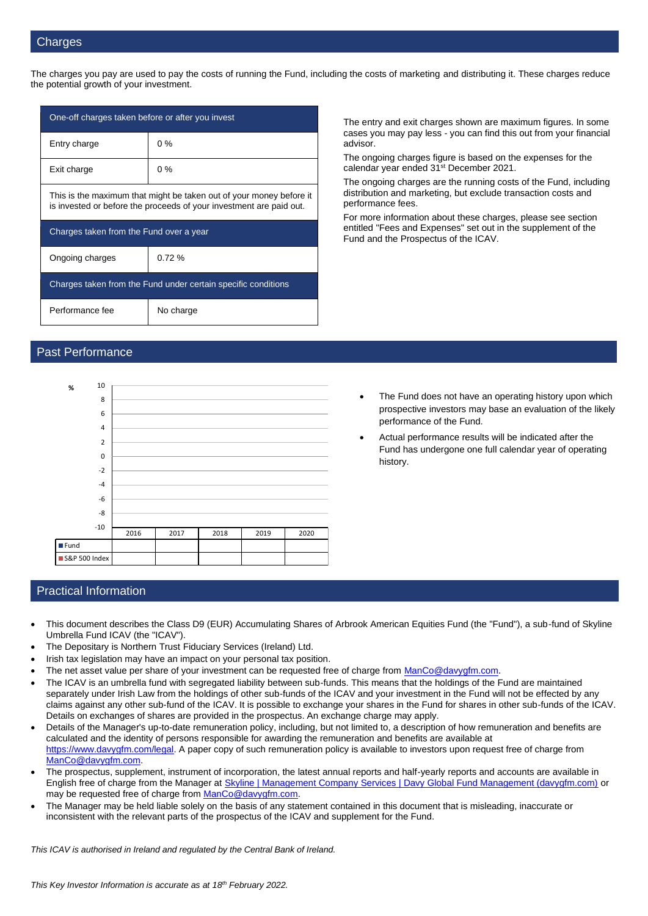## Charges

The charges you pay are used to pay the costs of running the Fund, including the costs of marketing and distributing it. These charges reduce the potential growth of your investment.

| One-off charges taken before or after you invest | |
|---|---|
| Entry charge | 0 % |
| Exit charge | 0 % |
| This is the maximum that might be taken out of your money before it is invested or before the proceeds of your investment are paid out. | |
| **Charges taken from the Fund over a year** | |
| Ongoing charges | 0.72 % |
| **Charges taken from the Fund under certain specific conditions** | |
| Performance fee | No charge |

The entry and exit charges shown are maximum figures. In some cases you may pay less - you can find this out from your financial advisor.

The ongoing charges figure is based on the expenses for the calendar year ended 31st December 2021.

The ongoing charges are the running costs of the Fund, including distribution and marketing, but exclude transaction costs and performance fees.

For more information about these charges, please see section entitled "Fees and Expenses" set out in the supplement of the Fund and the Prospectus of the ICAV.

## Past Performance

%
10
8
6
4
2
0
-2
-4
-6
-8
-10
2016 2017 2018 2019 2020
Fund
S&P 500 Index

- The Fund does not have an operating history upon which prospective investors may base an evaluation of the likely performance of the Fund.
- Actual performance results will be indicated after the Fund has undergone one full calendar year of operating history.

## Practical Information

- This document describes the Class D9 (EUR) Accumulating Shares of Arbrook American Equities Fund (the "Fund"), a sub-fund of Skyline Umbrella Fund ICAV (the "ICAV").
- The Depositary is Northern Trust Fiduciary Services (Ireland) Ltd.
- Irish tax legislation may have an impact on your personal tax position.
- The net asset value per share of your investment can be requested free of charge from ManCo@davygfm.com.
- The ICAV is an umbrella fund with segregated liability between sub-funds. This means that the holdings of the Fund are maintained separately under Irish Law from the holdings of other sub-funds of the ICAV and your investment in the Fund will not be effected by any claims against any other sub-fund of the ICAV. It is possible to exchange your shares in the Fund for shares in other sub-funds of the ICAV. Details on exchanges of shares are provided in the prospectus. An exchange charge may apply.
- Details of the Manager's up-to-date remuneration policy, including, but not limited to, a description of how remuneration and benefits are calculated and the identity of persons responsible for awarding the remuneration and benefits are available at https://www.davygfm.com/legal. A paper copy of such remuneration policy is available to investors upon request free of charge from ManCo@davygfm.com.
- The prospectus, supplement, instrument of incorporation, the latest annual reports and half-yearly reports and accounts are available in English free of charge from the Manager at Skyline | Management Company Services | Davy Global Fund Management (davygfm.com) or may be requested free of charge from ManCo@davygfm.com.
- The Manager may be held liable solely on the basis of any statement contained in this document that is misleading, inaccurate or inconsistent with the relevant parts of the prospectus of the ICAV and supplement for the Fund.

*This ICAV is authorised in Ireland and regulated by the Central Bank of Ireland.*

*This Key Investor Information is accurate as at 18th February 2022.*